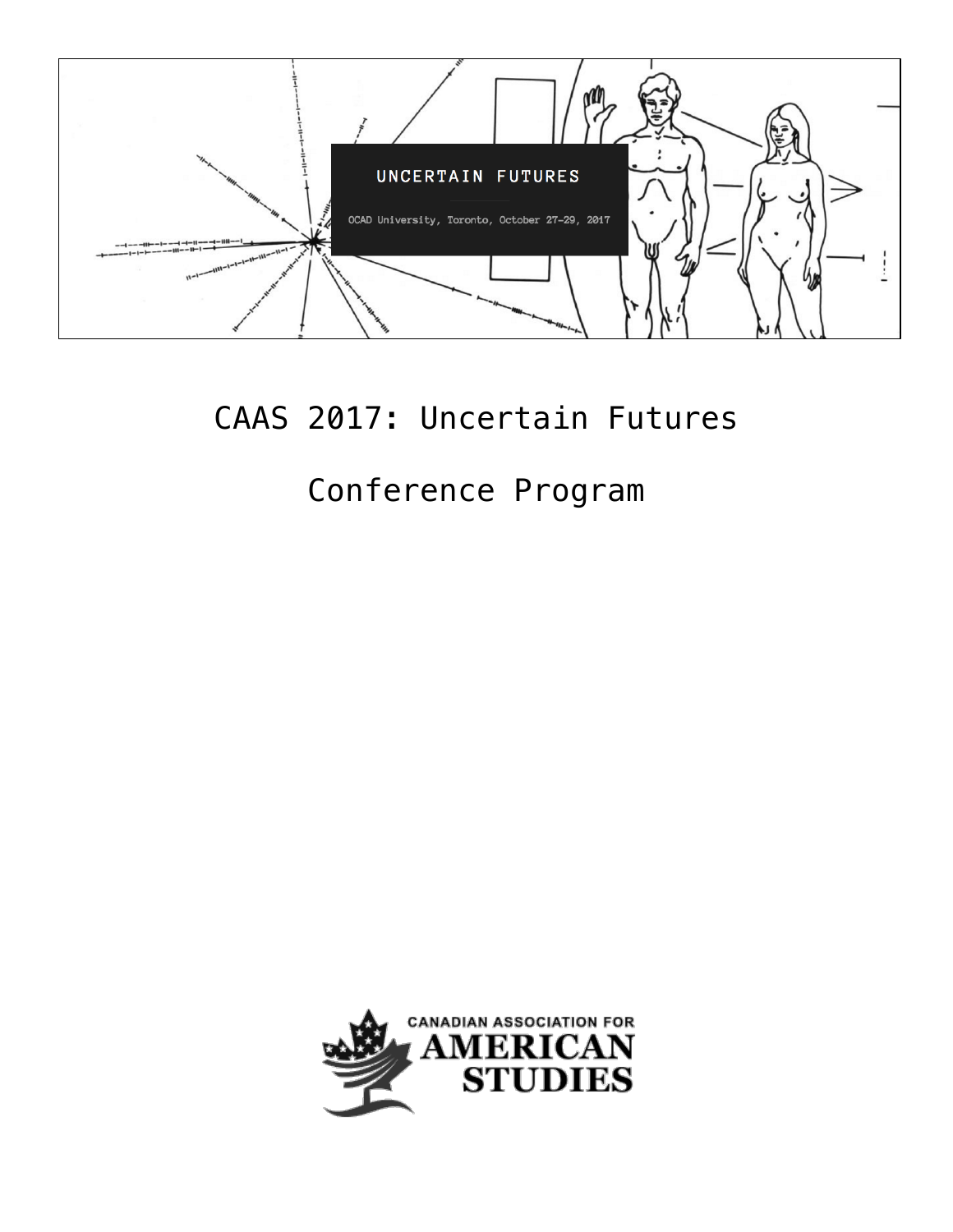UNCERTAIN FUTURES

OCAD University, Toronto, October 27-29, 2017

# CAAS 2017: Uncertain Futures

## Conference Program

CANADIAN ASSOCIATION FOR AMERICAN STUDIES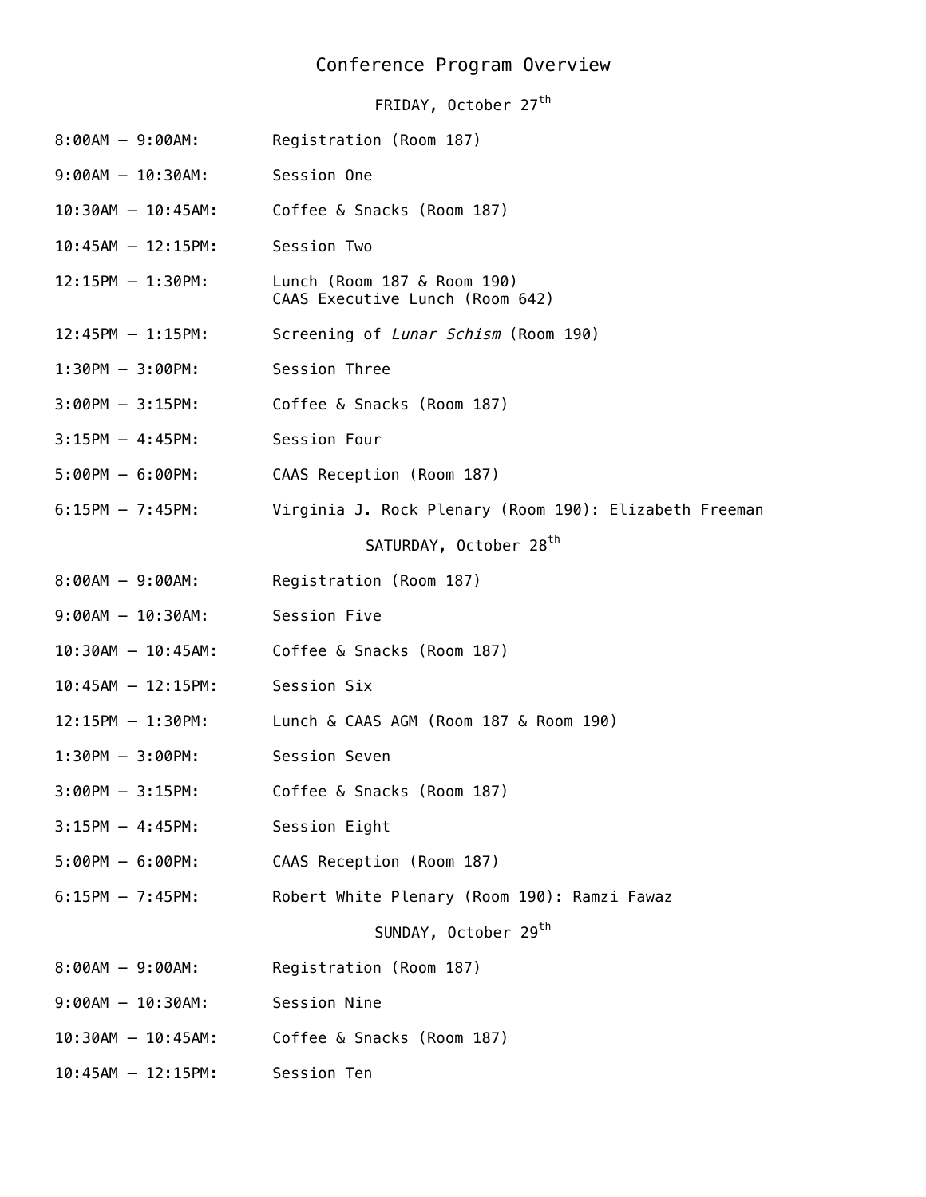# Conference Program Overview

## FRIDAY, October 27th

| | |
|---|---|
| 8:00AM – 9:00AM: | Registration (Room 187) |
| 9:00AM – 10:30AM: | Session One |
| 10:30AM – 10:45AM: | Coffee & Snacks (Room 187) |
| 10:45AM – 12:15PM: | Session Two |
| 12:15PM – 1:30PM: | Lunch (Room 187 & Room 190)<br>CAAS Executive Lunch (Room 642) |
| 12:45PM – 1:15PM: | Screening of *Lunar Schism* (Room 190) |
| 1:30PM – 3:00PM: | Session Three |
| 3:00PM – 3:15PM: | Coffee & Snacks (Room 187) |
| 3:15PM – 4:45PM: | Session Four |
| 5:00PM – 6:00PM: | CAAS Reception (Room 187) |
| 6:15PM – 7:45PM: | Virginia J. Rock Plenary (Room 190): Elizabeth Freeman |

## SATURDAY, October 28th

| | |
|---|---|
| 8:00AM – 9:00AM: | Registration (Room 187) |
| 9:00AM – 10:30AM: | Session Five |
| 10:30AM – 10:45AM: | Coffee & Snacks (Room 187) |
| 10:45AM – 12:15PM: | Session Six |
| 12:15PM – 1:30PM: | Lunch & CAAS AGM (Room 187 & Room 190) |
| 1:30PM – 3:00PM: | Session Seven |
| 3:00PM – 3:15PM: | Coffee & Snacks (Room 187) |
| 3:15PM – 4:45PM: | Session Eight |
| 5:00PM – 6:00PM: | CAAS Reception (Room 187) |
| 6:15PM – 7:45PM: | Robert White Plenary (Room 190): Ramzi Fawaz |

## SUNDAY, October 29th

| | |
|---|---|
| 8:00AM – 9:00AM: | Registration (Room 187) |
| 9:00AM – 10:30AM: | Session Nine |
| 10:30AM – 10:45AM: | Coffee & Snacks (Room 187) |
| 10:45AM – 12:15PM: | Session Ten |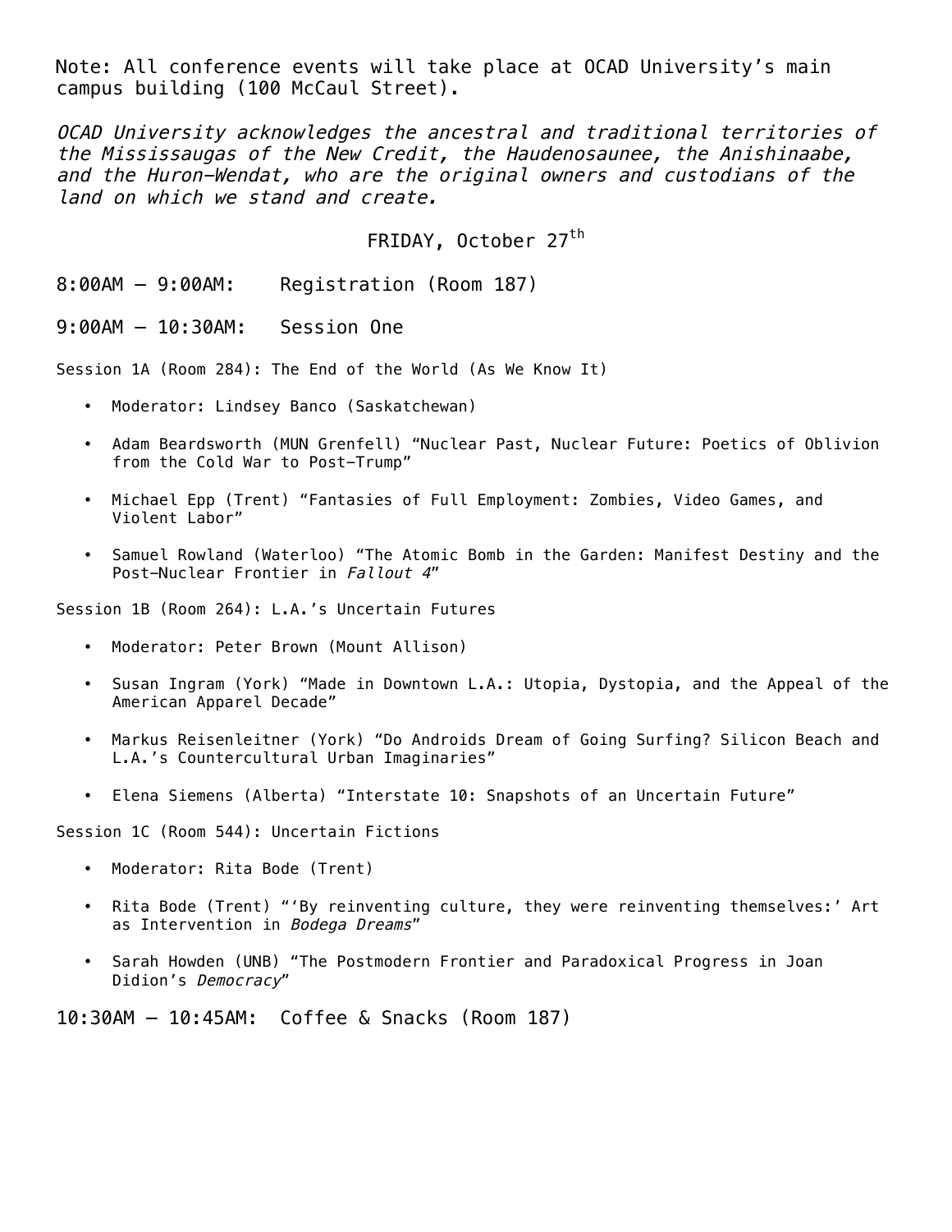Note: All conference events will take place at OCAD University's main campus building (100 McCaul Street).

*OCAD University acknowledges the ancestral and traditional territories of the Mississaugas of the New Credit, the Haudenosaunee, the Anishinaabe, and the Huron-Wendat, who are the original owners and custodians of the land on which we stand and create.*

## FRIDAY, October 27th

8:00AM – 9:00AM: Registration (Room 187)

9:00AM – 10:30AM: Session One

Session 1A (Room 284): The End of the World (As We Know It)

- Moderator: Lindsey Banco (Saskatchewan)
- Adam Beardsworth (MUN Grenfell) "Nuclear Past, Nuclear Future: Poetics of Oblivion from the Cold War to Post-Trump"
- Michael Epp (Trent) "Fantasies of Full Employment: Zombies, Video Games, and Violent Labor"
- Samuel Rowland (Waterloo) "The Atomic Bomb in the Garden: Manifest Destiny and the Post-Nuclear Frontier in *Fallout 4*"

Session 1B (Room 264): L.A.'s Uncertain Futures

- Moderator: Peter Brown (Mount Allison)
- Susan Ingram (York) "Made in Downtown L.A.: Utopia, Dystopia, and the Appeal of the American Apparel Decade"
- Markus Reisenleitner (York) "Do Androids Dream of Going Surfing? Silicon Beach and L.A.'s Countercultural Urban Imaginaries"
- Elena Siemens (Alberta) "Interstate 10: Snapshots of an Uncertain Future"

Session 1C (Room 544): Uncertain Fictions

- Moderator: Rita Bode (Trent)
- Rita Bode (Trent) "'By reinventing culture, they were reinventing themselves:' Art as Intervention in *Bodega Dreams*"
- Sarah Howden (UNB) "The Postmodern Frontier and Paradoxical Progress in Joan Didion's *Democracy*"

10:30AM – 10:45AM: Coffee & Snacks (Room 187)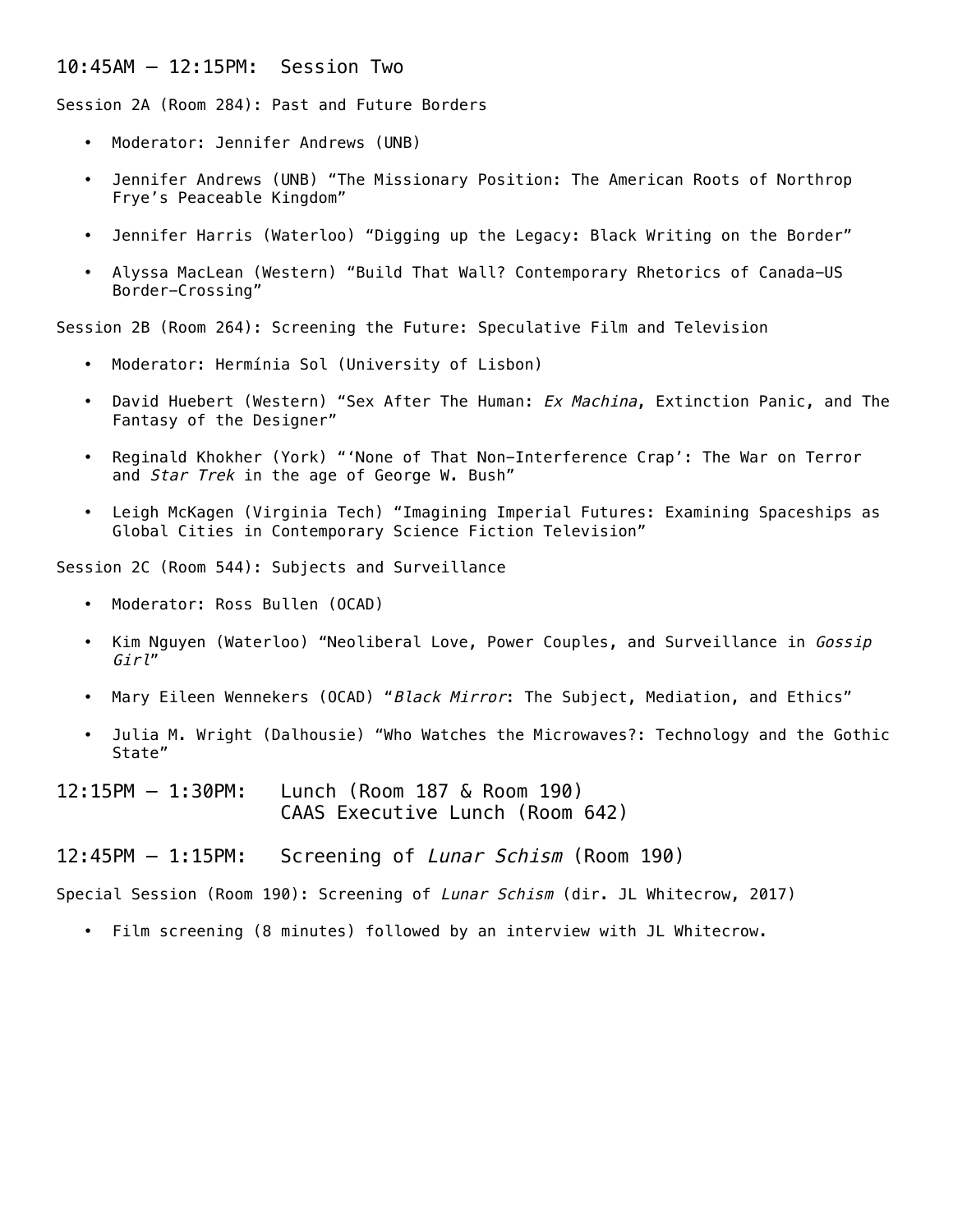## 10:45AM – 12:15PM: Session Two

Session 2A (Room 284): Past and Future Borders

- Moderator: Jennifer Andrews (UNB)
- Jennifer Andrews (UNB) "The Missionary Position: The American Roots of Northrop Frye's Peaceable Kingdom"
- Jennifer Harris (Waterloo) "Digging up the Legacy: Black Writing on the Border"
- Alyssa MacLean (Western) "Build That Wall? Contemporary Rhetorics of Canada-US Border-Crossing"

Session 2B (Room 264): Screening the Future: Speculative Film and Television

- Moderator: Hermínia Sol (University of Lisbon)
- David Huebert (Western) "Sex After The Human: *Ex Machina*, Extinction Panic, and The Fantasy of the Designer"
- Reginald Khokher (York) "'None of That Non-Interference Crap': The War on Terror and *Star Trek* in the age of George W. Bush"
- Leigh McKagen (Virginia Tech) "Imagining Imperial Futures: Examining Spaceships as Global Cities in Contemporary Science Fiction Television"

Session 2C (Room 544): Subjects and Surveillance

- Moderator: Ross Bullen (OCAD)
- Kim Nguyen (Waterloo) "Neoliberal Love, Power Couples, and Surveillance in *Gossip Girl*"
- Mary Eileen Wennekers (OCAD) "*Black Mirror*: The Subject, Mediation, and Ethics"
- Julia M. Wright (Dalhousie) "Who Watches the Microwaves?: Technology and the Gothic State"

## 12:15PM – 1:30PM: Lunch (Room 187 & Room 190)
## CAAS Executive Lunch (Room 642)

## 12:45PM – 1:15PM: Screening of *Lunar Schism* (Room 190)

Special Session (Room 190): Screening of *Lunar Schism* (dir. JL Whitecrow, 2017)

- Film screening (8 minutes) followed by an interview with JL Whitecrow.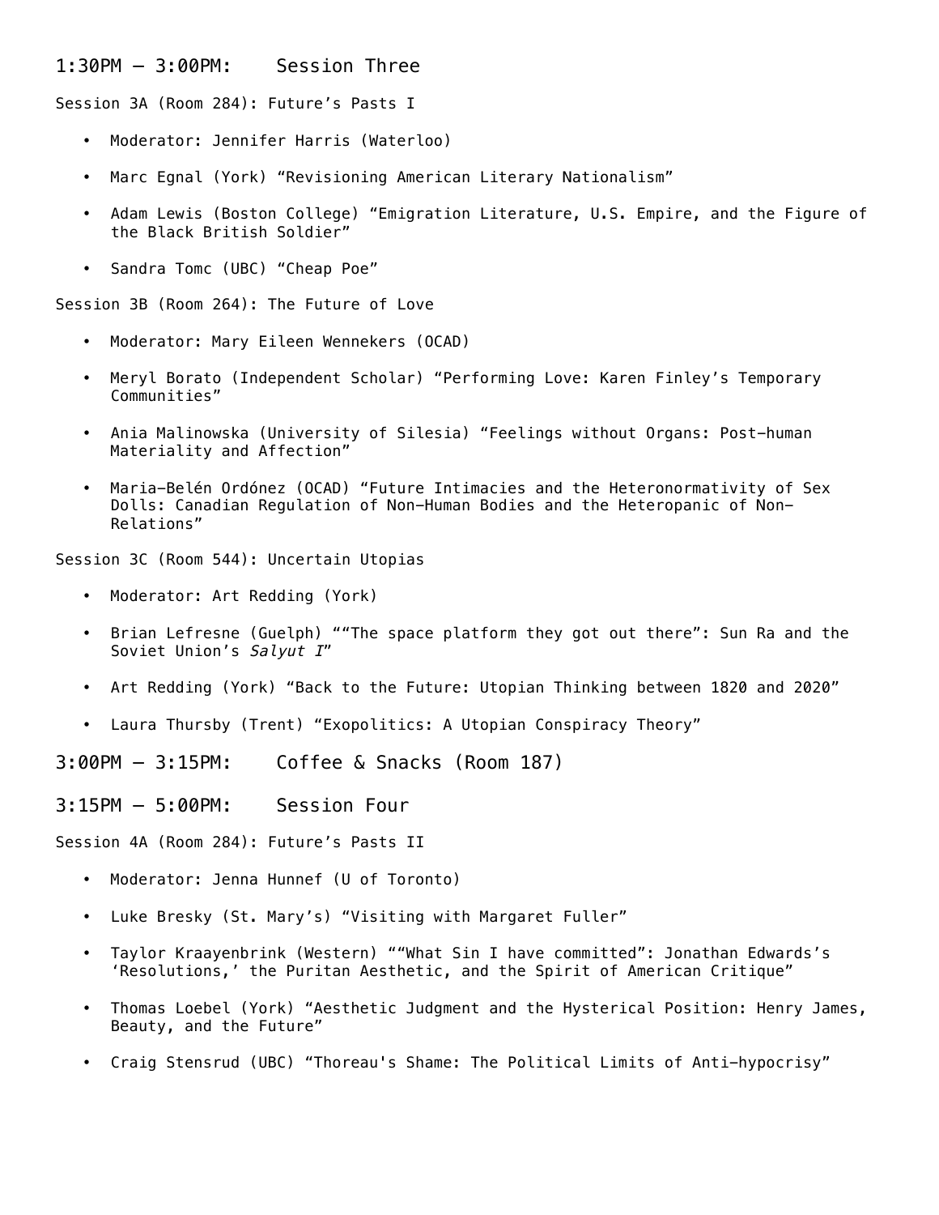## 1:30PM – 3:00PM: Session Three

Session 3A (Room 284): Future's Pasts I

- Moderator: Jennifer Harris (Waterloo)
- Marc Egnal (York) "Revisioning American Literary Nationalism"
- Adam Lewis (Boston College) "Emigration Literature, U.S. Empire, and the Figure of the Black British Soldier"
- Sandra Tomc (UBC) "Cheap Poe"

Session 3B (Room 264): The Future of Love

- Moderator: Mary Eileen Wennekers (OCAD)
- Meryl Borato (Independent Scholar) "Performing Love: Karen Finley's Temporary Communities"
- Ania Malinowska (University of Silesia) "Feelings without Organs: Post-human Materiality and Affection"
- Maria-Belén Ordónez (OCAD) "Future Intimacies and the Heteronormativity of Sex Dolls: Canadian Regulation of Non-Human Bodies and the Heteropanic of Non-Relations"

Session 3C (Room 544): Uncertain Utopias

- Moderator: Art Redding (York)
- Brian Lefresne (Guelph) ""The space platform they got out there": Sun Ra and the Soviet Union's *Salyut I*"
- Art Redding (York) "Back to the Future: Utopian Thinking between 1820 and 2020"
- Laura Thursby (Trent) "Exopolitics: A Utopian Conspiracy Theory"

## 3:00PM – 3:15PM: Coffee & Snacks (Room 187)

## 3:15PM – 5:00PM: Session Four

Session 4A (Room 284): Future's Pasts II

- Moderator: Jenna Hunnef (U of Toronto)
- Luke Bresky (St. Mary's) "Visiting with Margaret Fuller"
- Taylor Kraayenbrink (Western) ""What Sin I have committed": Jonathan Edwards's 'Resolutions,' the Puritan Aesthetic, and the Spirit of American Critique"
- Thomas Loebel (York) "Aesthetic Judgment and the Hysterical Position: Henry James, Beauty, and the Future"
- Craig Stensrud (UBC) "Thoreau's Shame: The Political Limits of Anti-hypocrisy"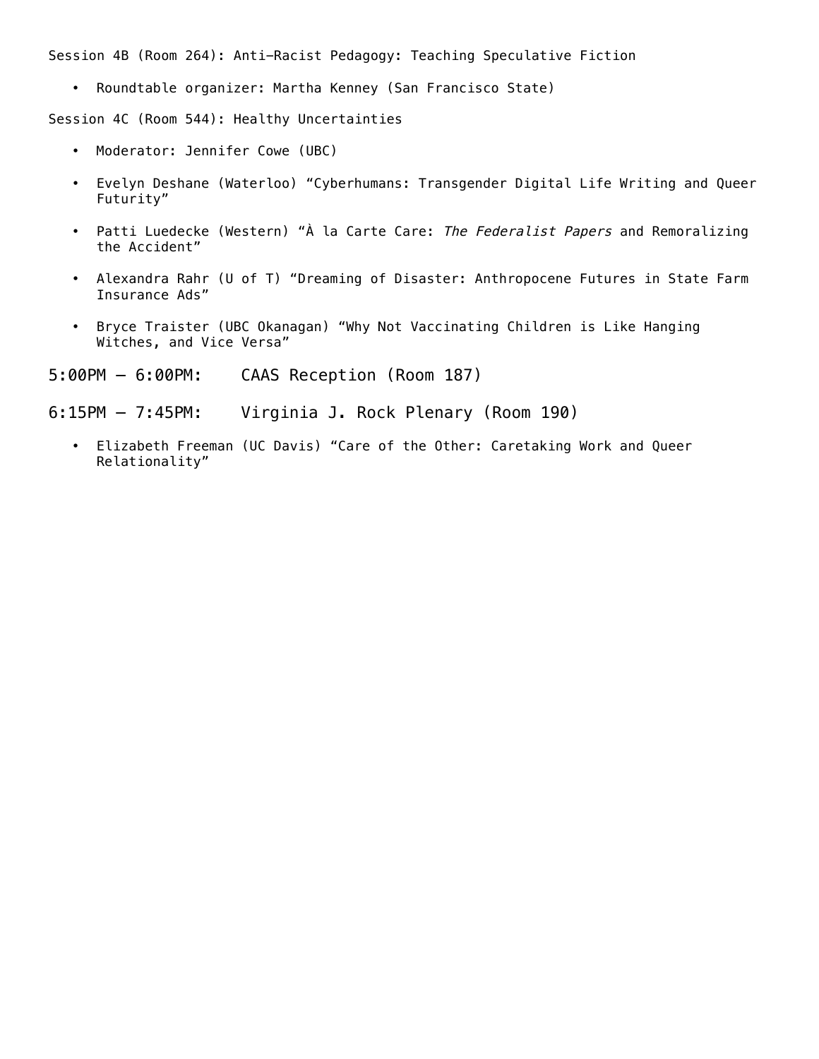Session 4B (Room 264): Anti-Racist Pedagogy: Teaching Speculative Fiction

- Roundtable organizer: Martha Kenney (San Francisco State)

Session 4C (Room 544): Healthy Uncertainties

- Moderator: Jennifer Cowe (UBC)
- Evelyn Deshane (Waterloo) “Cyberhumans: Transgender Digital Life Writing and Queer Futurity”
- Patti Luedecke (Western) “À la Carte Care: *The Federalist Papers* and Remoralizing the Accident”
- Alexandra Rahr (U of T) “Dreaming of Disaster: Anthropocene Futures in State Farm Insurance Ads”
- Bryce Traister (UBC Okanagan) “Why Not Vaccinating Children is Like Hanging Witches, and Vice Versa”

5:00PM – 6:00PM: CAAS Reception (Room 187)

6:15PM – 7:45PM: Virginia J. Rock Plenary (Room 190)

- Elizabeth Freeman (UC Davis) “Care of the Other: Caretaking Work and Queer Relationality”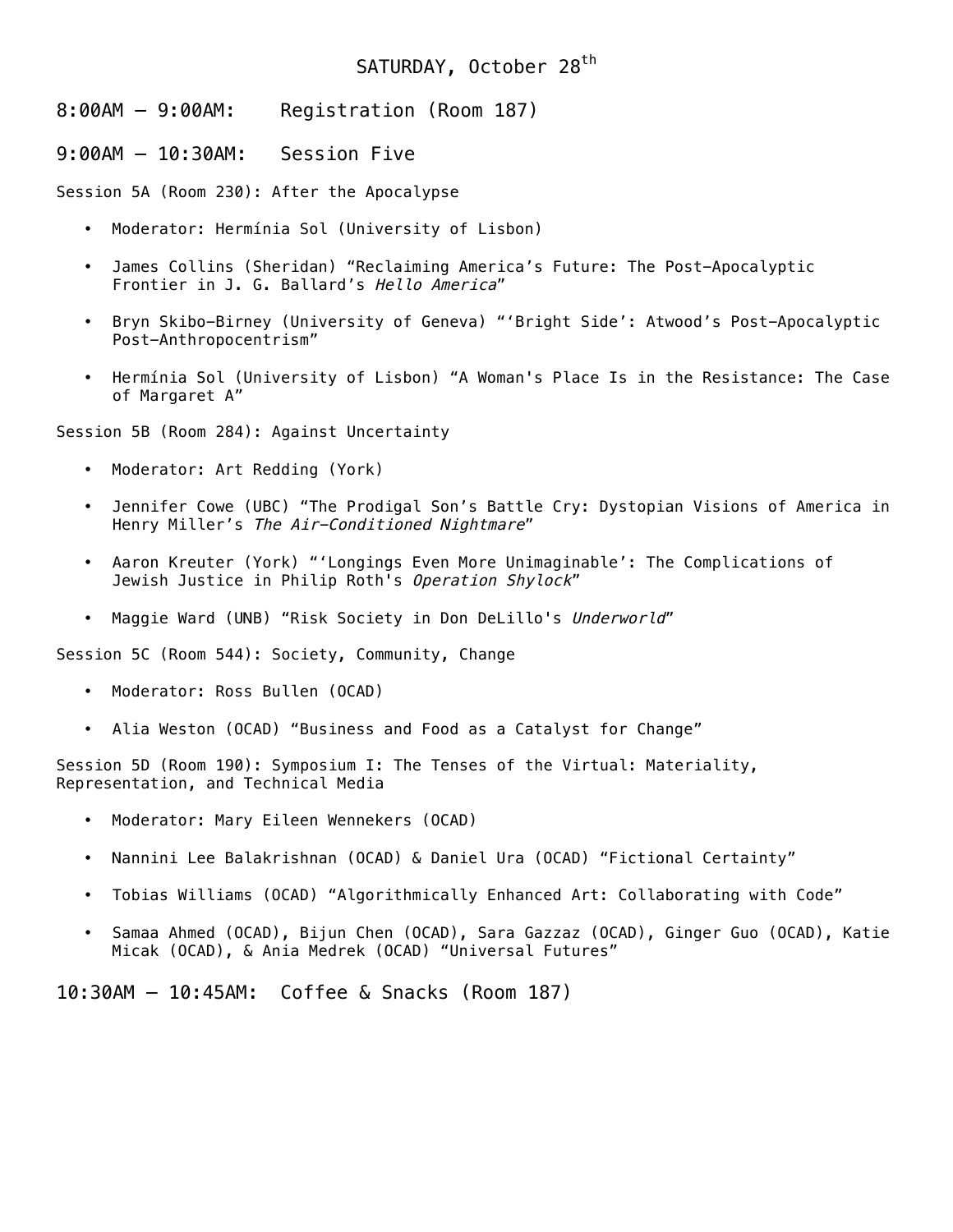## SATURDAY, October 28th

## 8:00AM – 9:00AM: Registration (Room 187)

## 9:00AM – 10:30AM: Session Five

Session 5A (Room 230): After the Apocalypse

- Moderator: Hermínia Sol (University of Lisbon)
- James Collins (Sheridan) "Reclaiming America's Future: The Post-Apocalyptic Frontier in J. G. Ballard's *Hello America*"
- Bryn Skibo-Birney (University of Geneva) "'Bright Side': Atwood's Post-Apocalyptic Post-Anthropocentrism"
- Hermínia Sol (University of Lisbon) "A Woman's Place Is in the Resistance: The Case of Margaret A"

Session 5B (Room 284): Against Uncertainty

- Moderator: Art Redding (York)
- Jennifer Cowe (UBC) "The Prodigal Son's Battle Cry: Dystopian Visions of America in Henry Miller's *The Air-Conditioned Nightmare*"
- Aaron Kreuter (York) "'Longings Even More Unimaginable': The Complications of Jewish Justice in Philip Roth's *Operation Shylock*"
- Maggie Ward (UNB) "Risk Society in Don DeLillo's *Underworld*"

Session 5C (Room 544): Society, Community, Change

- Moderator: Ross Bullen (OCAD)
- Alia Weston (OCAD) "Business and Food as a Catalyst for Change"

Session 5D (Room 190): Symposium I: The Tenses of the Virtual: Materiality, Representation, and Technical Media

- Moderator: Mary Eileen Wennekers (OCAD)
- Nannini Lee Balakrishnan (OCAD) & Daniel Ura (OCAD) "Fictional Certainty"
- Tobias Williams (OCAD) "Algorithmically Enhanced Art: Collaborating with Code"
- Samaa Ahmed (OCAD), Bijun Chen (OCAD), Sara Gazzaz (OCAD), Ginger Guo (OCAD), Katie Micak (OCAD), & Ania Medrek (OCAD) "Universal Futures"

## 10:30AM – 10:45AM: Coffee & Snacks (Room 187)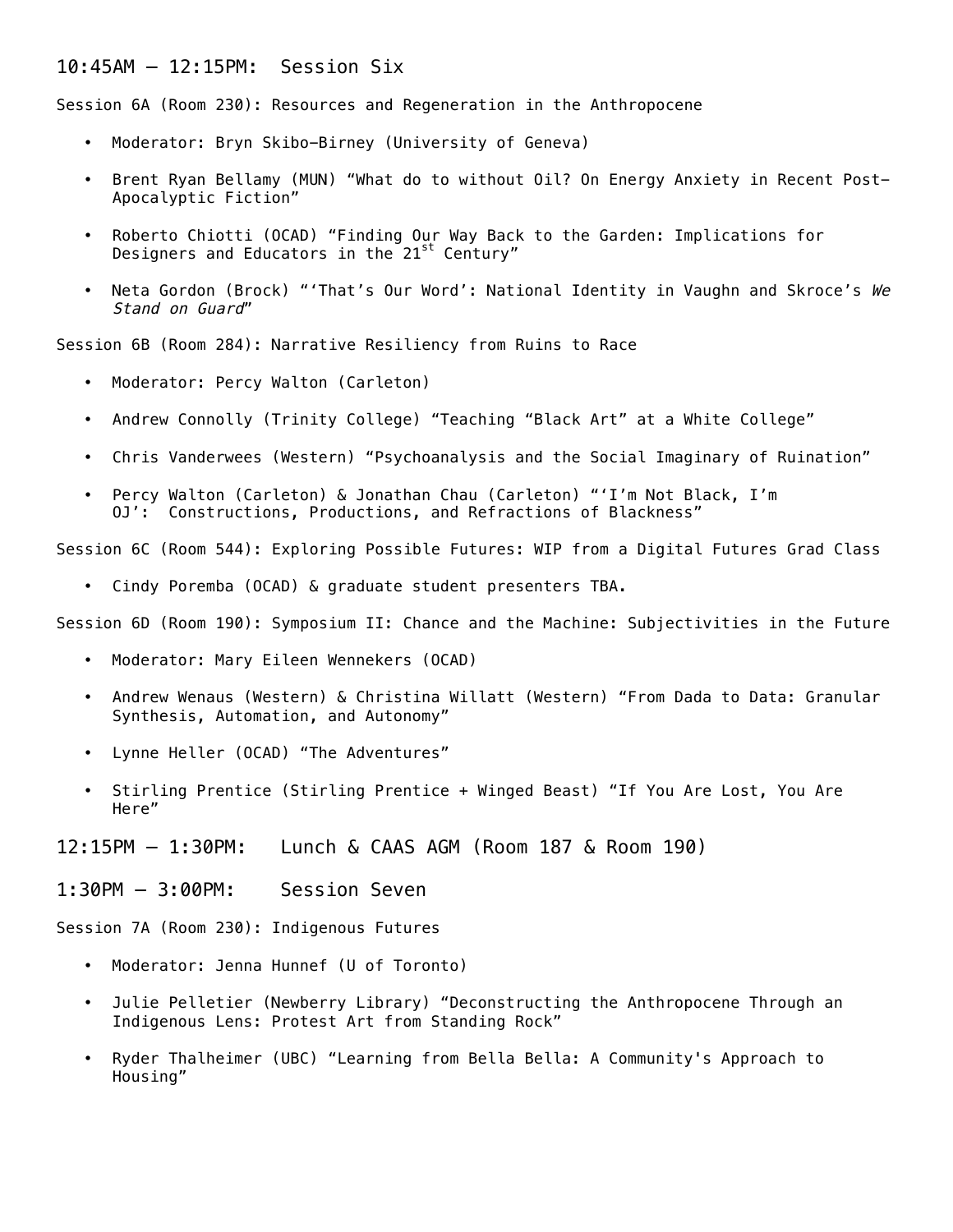## 10:45AM – 12:15PM: Session Six

Session 6A (Room 230): Resources and Regeneration in the Anthropocene

- Moderator: Bryn Skibo-Birney (University of Geneva)
- Brent Ryan Bellamy (MUN) "What do to without Oil? On Energy Anxiety in Recent Post-Apocalyptic Fiction"
- Roberto Chiotti (OCAD) "Finding Our Way Back to the Garden: Implications for Designers and Educators in the 21st Century"
- Neta Gordon (Brock) "'That's Our Word': National Identity in Vaughn and Skroce's *We Stand on Guard*"

Session 6B (Room 284): Narrative Resiliency from Ruins to Race

- Moderator: Percy Walton (Carleton)
- Andrew Connolly (Trinity College) "Teaching "Black Art" at a White College"
- Chris Vanderwees (Western) "Psychoanalysis and the Social Imaginary of Ruination"
- Percy Walton (Carleton) & Jonathan Chau (Carleton) "'I'm Not Black, I'm OJ': Constructions, Productions, and Refractions of Blackness"

Session 6C (Room 544): Exploring Possible Futures: WIP from a Digital Futures Grad Class

- Cindy Poremba (OCAD) & graduate student presenters TBA.

Session 6D (Room 190): Symposium II: Chance and the Machine: Subjectivities in the Future

- Moderator: Mary Eileen Wennekers (OCAD)
- Andrew Wenaus (Western) & Christina Willatt (Western) "From Dada to Data: Granular Synthesis, Automation, and Autonomy"
- Lynne Heller (OCAD) "The Adventures"
- Stirling Prentice (Stirling Prentice + Winged Beast) "If You Are Lost, You Are Here"

## 12:15PM – 1:30PM: Lunch & CAAS AGM (Room 187 & Room 190)

## 1:30PM – 3:00PM: Session Seven

Session 7A (Room 230): Indigenous Futures

- Moderator: Jenna Hunnef (U of Toronto)
- Julie Pelletier (Newberry Library) "Deconstructing the Anthropocene Through an Indigenous Lens: Protest Art from Standing Rock"
- Ryder Thalheimer (UBC) "Learning from Bella Bella: A Community's Approach to Housing"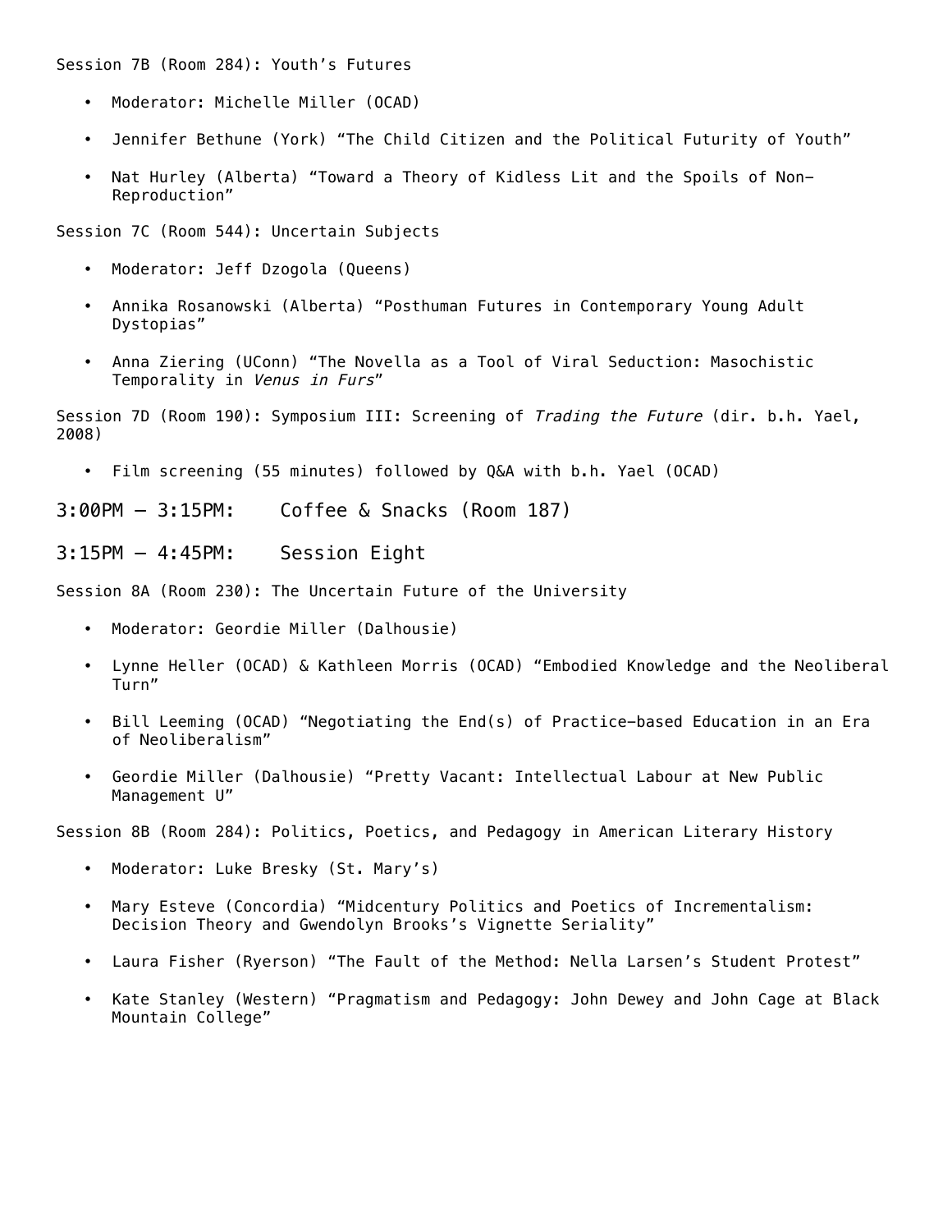Session 7B (Room 284): Youth's Futures

- Moderator: Michelle Miller (OCAD)
- Jennifer Bethune (York) "The Child Citizen and the Political Futurity of Youth"
- Nat Hurley (Alberta) "Toward a Theory of Kidless Lit and the Spoils of Non-Reproduction"

Session 7C (Room 544): Uncertain Subjects

- Moderator: Jeff Dzogola (Queens)
- Annika Rosanowski (Alberta) "Posthuman Futures in Contemporary Young Adult Dystopias"
- Anna Ziering (UConn) "The Novella as a Tool of Viral Seduction: Masochistic Temporality in *Venus in Furs*"

Session 7D (Room 190): Symposium III: Screening of *Trading the Future* (dir. b.h. Yael, 2008)

- Film screening (55 minutes) followed by Q&A with b.h. Yael (OCAD)

## 3:00PM – 3:15PM: Coffee & Snacks (Room 187)

## 3:15PM – 4:45PM: Session Eight

Session 8A (Room 230): The Uncertain Future of the University

- Moderator: Geordie Miller (Dalhousie)
- Lynne Heller (OCAD) & Kathleen Morris (OCAD) "Embodied Knowledge and the Neoliberal Turn"
- Bill Leeming (OCAD) "Negotiating the End(s) of Practice-based Education in an Era of Neoliberalism"
- Geordie Miller (Dalhousie) "Pretty Vacant: Intellectual Labour at New Public Management U"

Session 8B (Room 284): Politics, Poetics, and Pedagogy in American Literary History

- Moderator: Luke Bresky (St. Mary's)
- Mary Esteve (Concordia) "Midcentury Politics and Poetics of Incrementalism: Decision Theory and Gwendolyn Brooks's Vignette Seriality"
- Laura Fisher (Ryerson) "The Fault of the Method: Nella Larsen's Student Protest"
- Kate Stanley (Western) "Pragmatism and Pedagogy: John Dewey and John Cage at Black Mountain College"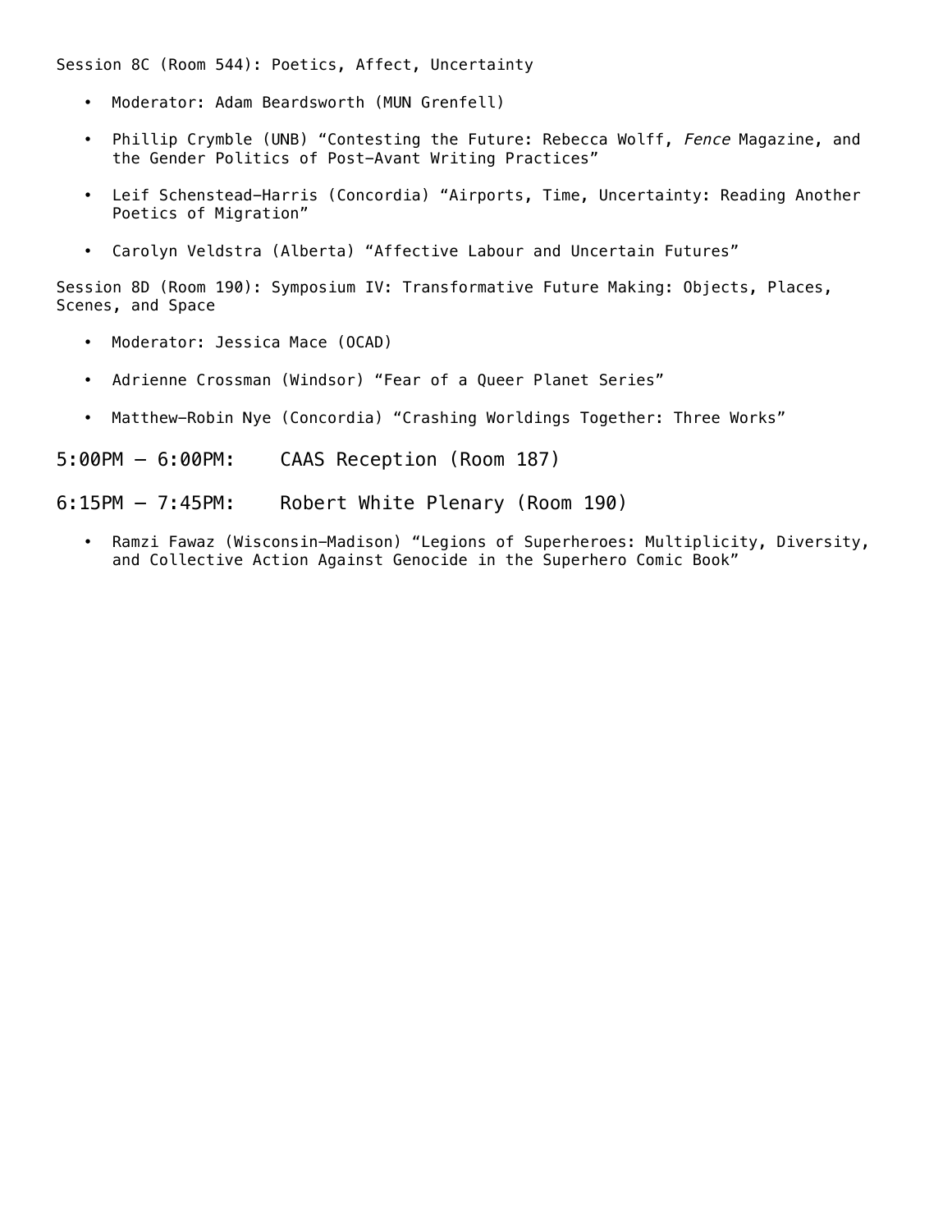Session 8C (Room 544): Poetics, Affect, Uncertainty

- Moderator: Adam Beardsworth (MUN Grenfell)
- Phillip Crymble (UNB) “Contesting the Future: Rebecca Wolff, *Fence* Magazine, and the Gender Politics of Post-Avant Writing Practices”
- Leif Schenstead-Harris (Concordia) “Airports, Time, Uncertainty: Reading Another Poetics of Migration”
- Carolyn Veldstra (Alberta) “Affective Labour and Uncertain Futures”

Session 8D (Room 190): Symposium IV: Transformative Future Making: Objects, Places, Scenes, and Space

- Moderator: Jessica Mace (OCAD)
- Adrienne Crossman (Windsor) “Fear of a Queer Planet Series”
- Matthew-Robin Nye (Concordia) “Crashing Worldings Together: Three Works”

5:00PM – 6:00PM: CAAS Reception (Room 187)

6:15PM – 7:45PM: Robert White Plenary (Room 190)

- Ramzi Fawaz (Wisconsin-Madison) “Legions of Superheroes: Multiplicity, Diversity, and Collective Action Against Genocide in the Superhero Comic Book”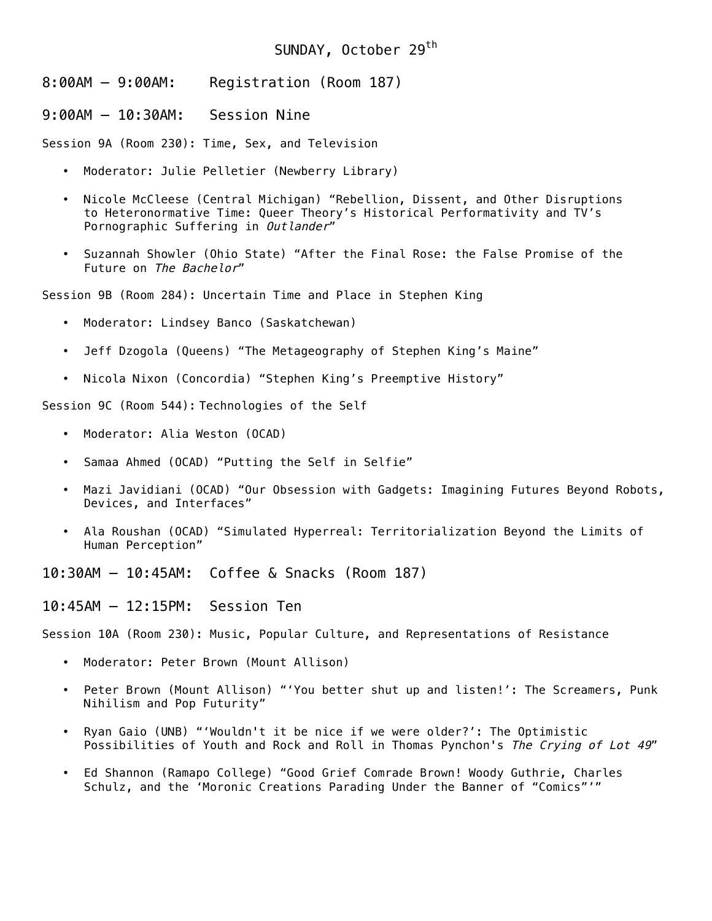## SUNDAY, October 29th

### 8:00AM – 9:00AM: Registration (Room 187)

### 9:00AM – 10:30AM: Session Nine

Session 9A (Room 230): Time, Sex, and Television

- Moderator: Julie Pelletier (Newberry Library)
- Nicole McCleese (Central Michigan) "Rebellion, Dissent, and Other Disruptions to Heteronormative Time: Queer Theory's Historical Performativity and TV's Pornographic Suffering in *Outlander*"
- Suzannah Showler (Ohio State) "After the Final Rose: the False Promise of the Future on *The Bachelor*"

Session 9B (Room 284): Uncertain Time and Place in Stephen King

- Moderator: Lindsey Banco (Saskatchewan)
- Jeff Dzogola (Queens) "The Metageography of Stephen King's Maine"
- Nicola Nixon (Concordia) "Stephen King's Preemptive History"

Session 9C (Room 544): Technologies of the Self

- Moderator: Alia Weston (OCAD)
- Samaa Ahmed (OCAD) "Putting the Self in Selfie"
- Mazi Javidiani (OCAD) "Our Obsession with Gadgets: Imagining Futures Beyond Robots, Devices, and Interfaces"
- Ala Roushan (OCAD) "Simulated Hyperreal: Territorialization Beyond the Limits of Human Perception"

### 10:30AM – 10:45AM: Coffee & Snacks (Room 187)

### 10:45AM – 12:15PM: Session Ten

Session 10A (Room 230): Music, Popular Culture, and Representations of Resistance

- Moderator: Peter Brown (Mount Allison)
- Peter Brown (Mount Allison) "'You better shut up and listen!': The Screamers, Punk Nihilism and Pop Futurity"
- Ryan Gaio (UNB) "'Wouldn't it be nice if we were older?': The Optimistic Possibilities of Youth and Rock and Roll in Thomas Pynchon's *The Crying of Lot 49*"
- Ed Shannon (Ramapo College) "Good Grief Comrade Brown! Woody Guthrie, Charles Schulz, and the 'Moronic Creations Parading Under the Banner of "Comics"'"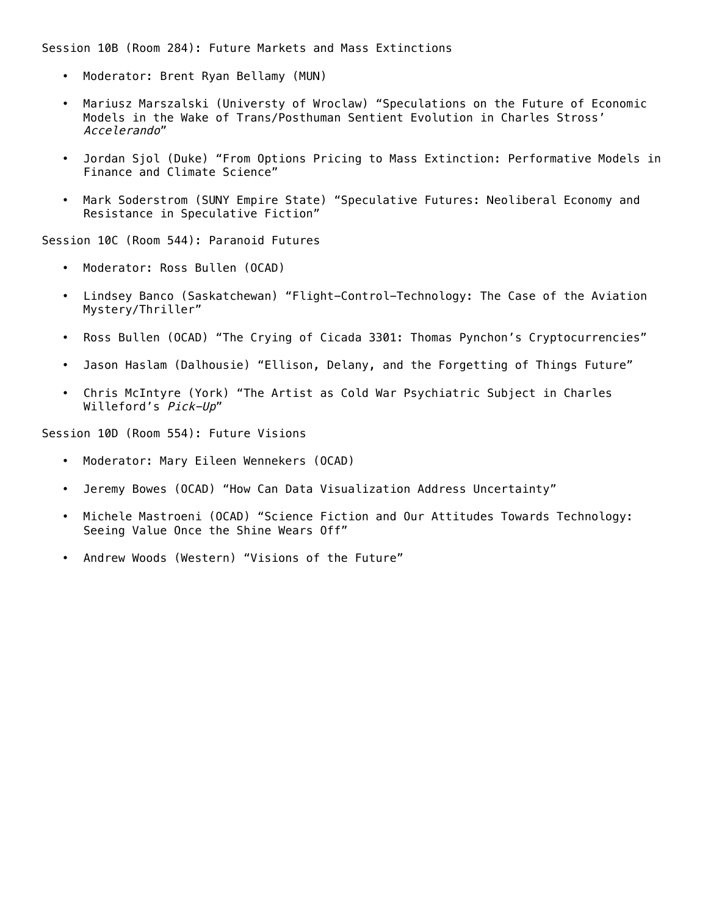Session 10B (Room 284): Future Markets and Mass Extinctions

- Moderator: Brent Ryan Bellamy (MUN)
- Mariusz Marszalski (Universty of Wroclaw) “Speculations on the Future of Economic Models in the Wake of Trans/Posthuman Sentient Evolution in Charles Stross’ *Accelerando*”
- Jordan Sjol (Duke) “From Options Pricing to Mass Extinction: Performative Models in Finance and Climate Science”
- Mark Soderstrom (SUNY Empire State) “Speculative Futures: Neoliberal Economy and Resistance in Speculative Fiction”

Session 10C (Room 544): Paranoid Futures

- Moderator: Ross Bullen (OCAD)
- Lindsey Banco (Saskatchewan) “Flight–Control–Technology: The Case of the Aviation Mystery/Thriller”
- Ross Bullen (OCAD) “The Crying of Cicada 3301: Thomas Pynchon’s Cryptocurrencies”
- Jason Haslam (Dalhousie) “Ellison, Delany, and the Forgetting of Things Future”
- Chris McIntyre (York) “The Artist as Cold War Psychiatric Subject in Charles Willeford’s *Pick-Up*”

Session 10D (Room 554): Future Visions

- Moderator: Mary Eileen Wennekers (OCAD)
- Jeremy Bowes (OCAD) “How Can Data Visualization Address Uncertainty”
- Michele Mastroeni (OCAD) “Science Fiction and Our Attitudes Towards Technology: Seeing Value Once the Shine Wears Off”
- Andrew Woods (Western) “Visions of the Future”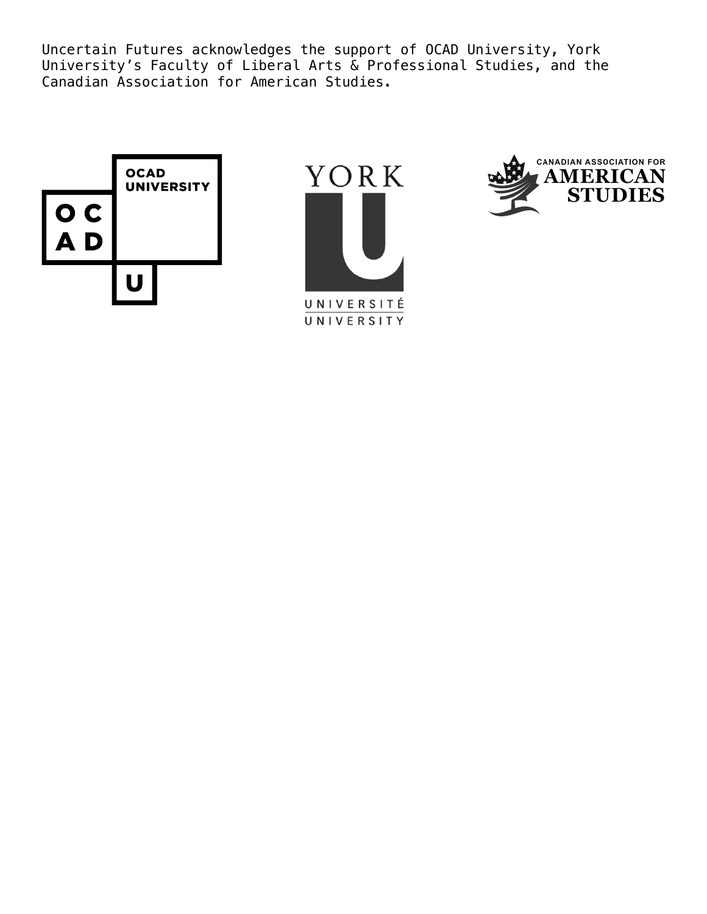Uncertain Futures acknowledges the support of OCAD University, York University’s Faculty of Liberal Arts & Professional Studies, and the Canadian Association for American Studies.

OCAD UNIVERSITY

OC
AD

U

YORK

U

UNIVERSITÉ
UNIVERSITY

CANADIAN ASSOCIATION FOR
AMERICAN
STUDIES